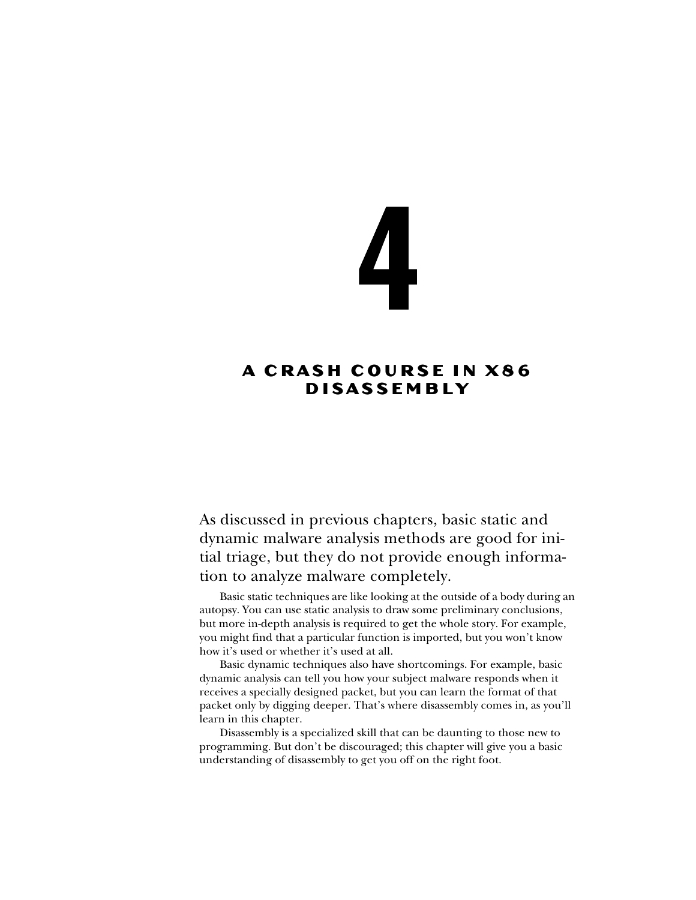# 4

# A CRASH COURSE IN X86 DISASSEMBLY

As discussed in previous chapters, basic static and dynamic malware analysis methods are good for initial triage, but they do not provide enough information to analyze malware completely.

Basic static techniques are like looking at the outside of a body during an autopsy. You can use static analysis to draw some preliminary conclusions, but more in-depth analysis is required to get the whole story. For example, you might find that a particular function is imported, but you won't know how it's used or whether it's used at all.

Basic dynamic techniques also have shortcomings. For example, basic dynamic analysis can tell you how your subject malware responds when it receives a specially designed packet, but you can learn the format of that packet only by digging deeper. That's where disassembly comes in, as you'll learn in this chapter.

Disassembly is a specialized skill that can be daunting to those new to programming. But don't be discouraged; this chapter will give you a basic understanding of disassembly to get you off on the right foot.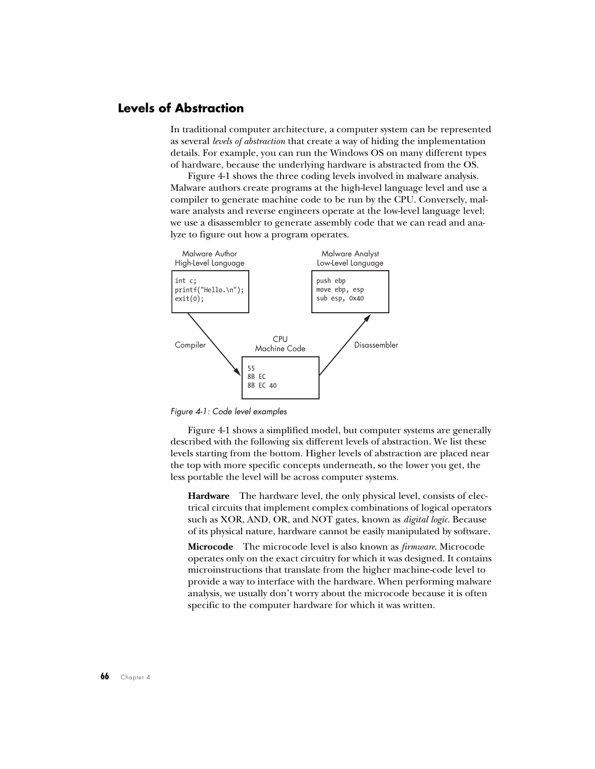## Levels of Abstraction

In traditional computer architecture, a computer system can be represented as several *levels of abstraction* that create a way of hiding the implementation details. For example, you can run the Windows OS on many different types of hardware, because the underlying hardware is abstracted from the OS.

Figure 4-1 shows the three coding levels involved in malware analysis. Malware authors create programs at the high-level language level and use a compiler to generate machine code to be run by the CPU. Conversely, malware analysts and reverse engineers operate at the low-level language level; we use a disassembler to generate assembly code that we can read and analyze to figure out how a program operates.

Malware Author
High-Level Language

```
int c;
printf("Hello.\n");
exit(0);
```

Malware Analyst
Low-Level Language

```
push ebp
move ebp, esp
sub esp, 0x40
```

Compiler

CPU
Machine Code

```
55
8B EC
8B EC 40
```

Disassembler

*Figure 4-1: Code level examples*

Figure 4-1 shows a simplified model, but computer systems are generally described with the following six different levels of abstraction. We list these levels starting from the bottom. Higher levels of abstraction are placed near the top with more specific concepts underneath, so the lower you get, the less portable the level will be across computer systems.

**Hardware** The hardware level, the only physical level, consists of electrical circuits that implement complex combinations of logical operators such as XOR, AND, OR, and NOT gates, known as *digital logic*. Because of its physical nature, hardware cannot be easily manipulated by software.

**Microcode** The microcode level is also known as *firmware*. Microcode operates only on the exact circuitry for which it was designed. It contains microinstructions that translate from the higher machine-code level to provide a way to interface with the hardware. When performing malware analysis, we usually don't worry about the microcode because it is often specific to the computer hardware for which it was written.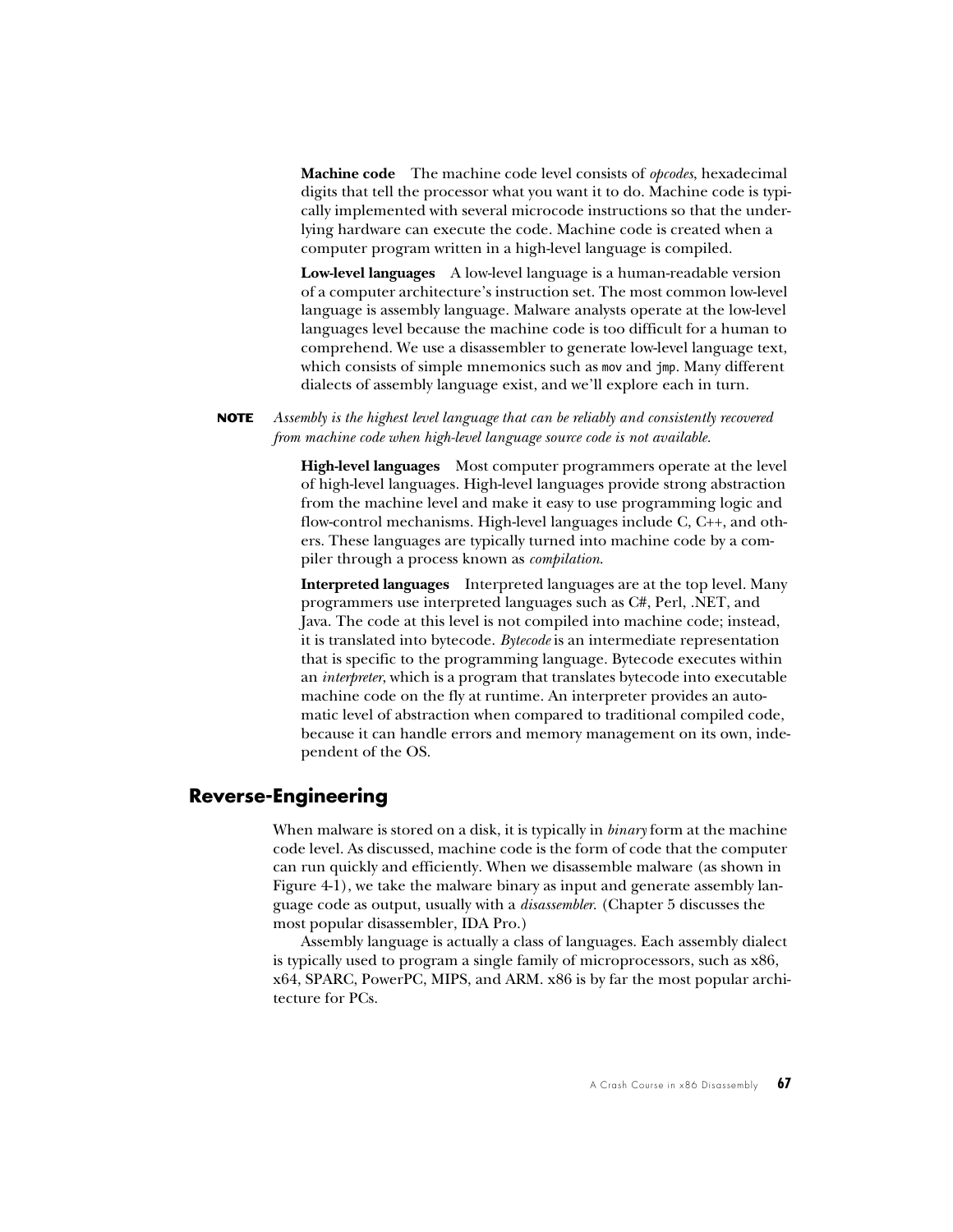**Machine code** The machine code level consists of *opcodes*, hexadecimal digits that tell the processor what you want it to do. Machine code is typically implemented with several microcode instructions so that the underlying hardware can execute the code. Machine code is created when a computer program written in a high-level language is compiled.

**Low-level languages** A low-level language is a human-readable version of a computer architecture's instruction set. The most common low-level language is assembly language. Malware analysts operate at the low-level languages level because the machine code is too difficult for a human to comprehend. We use a disassembler to generate low-level language text, which consists of simple mnemonics such as `mov` and `jmp`. Many different dialects of assembly language exist, and we'll explore each in turn.

**NOTE** *Assembly is the highest level language that can be reliably and consistently recovered from machine code when high-level language source code is not available.*

**High-level languages** Most computer programmers operate at the level of high-level languages. High-level languages provide strong abstraction from the machine level and make it easy to use programming logic and flow-control mechanisms. High-level languages include C, C++, and others. These languages are typically turned into machine code by a compiler through a process known as *compilation*.

**Interpreted languages** Interpreted languages are at the top level. Many programmers use interpreted languages such as C#, Perl, .NET, and Java. The code at this level is not compiled into machine code; instead, it is translated into bytecode. *Bytecode* is an intermediate representation that is specific to the programming language. Bytecode executes within an *interpreter*, which is a program that translates bytecode into executable machine code on the fly at runtime. An interpreter provides an automatic level of abstraction when compared to traditional compiled code, because it can handle errors and memory management on its own, independent of the OS.

## Reverse-Engineering

When malware is stored on a disk, it is typically in *binary* form at the machine code level. As discussed, machine code is the form of code that the computer can run quickly and efficiently. When we disassemble malware (as shown in Figure 4-1), we take the malware binary as input and generate assembly language code as output, usually with a *disassembler*. (Chapter 5 discusses the most popular disassembler, IDA Pro.)

Assembly language is actually a class of languages. Each assembly dialect is typically used to program a single family of microprocessors, such as x86, x64, SPARC, PowerPC, MIPS, and ARM. x86 is by far the most popular architecture for PCs.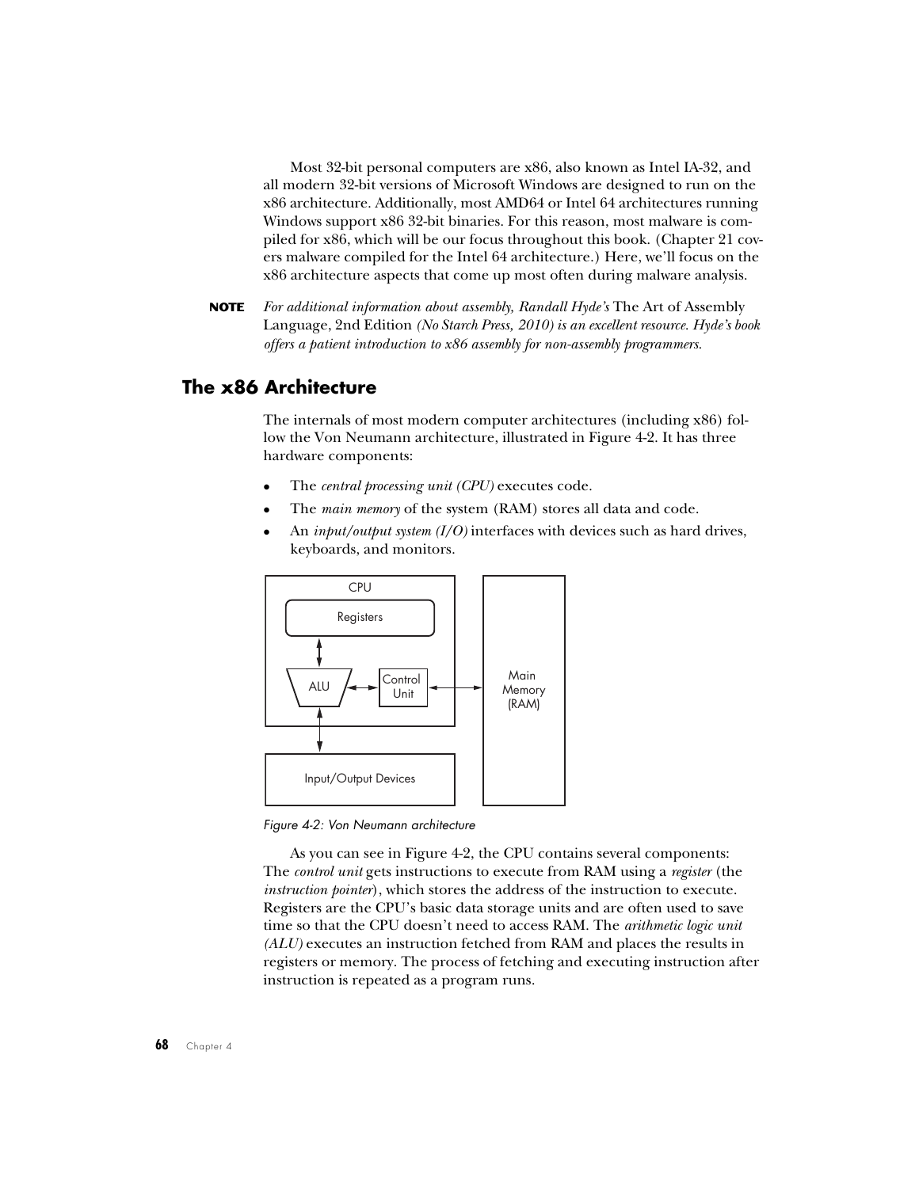Most 32-bit personal computers are x86, also known as Intel IA-32, and all modern 32-bit versions of Microsoft Windows are designed to run on the x86 architecture. Additionally, most AMD64 or Intel 64 architectures running Windows support x86 32-bit binaries. For this reason, most malware is compiled for x86, which will be our focus throughout this book. (Chapter 21 covers malware compiled for the Intel 64 architecture.) Here, we'll focus on the x86 architecture aspects that come up most often during malware analysis.

**NOTE** *For additional information about assembly, Randall Hyde's* The Art of Assembly Language, 2nd Edition *(No Starch Press, 2010) is an excellent resource. Hyde's book offers a patient introduction to x86 assembly for non-assembly programmers.*

## The x86 Architecture

The internals of most modern computer architectures (including x86) follow the Von Neumann architecture, illustrated in Figure 4-2. It has three hardware components:

- The *central processing unit (CPU)* executes code.
- The *main memory* of the system (RAM) stores all data and code.
- An *input/output system (I/O)* interfaces with devices such as hard drives, keyboards, and monitors.

*Figure 4-2: Von Neumann architecture*

As you can see in Figure 4-2, the CPU contains several components: The *control unit* gets instructions to execute from RAM using a *register* (the *instruction pointer*), which stores the address of the instruction to execute. Registers are the CPU's basic data storage units and are often used to save time so that the CPU doesn't need to access RAM. The *arithmetic logic unit (ALU)* executes an instruction fetched from RAM and places the results in registers or memory. The process of fetching and executing instruction after instruction is repeated as a program runs.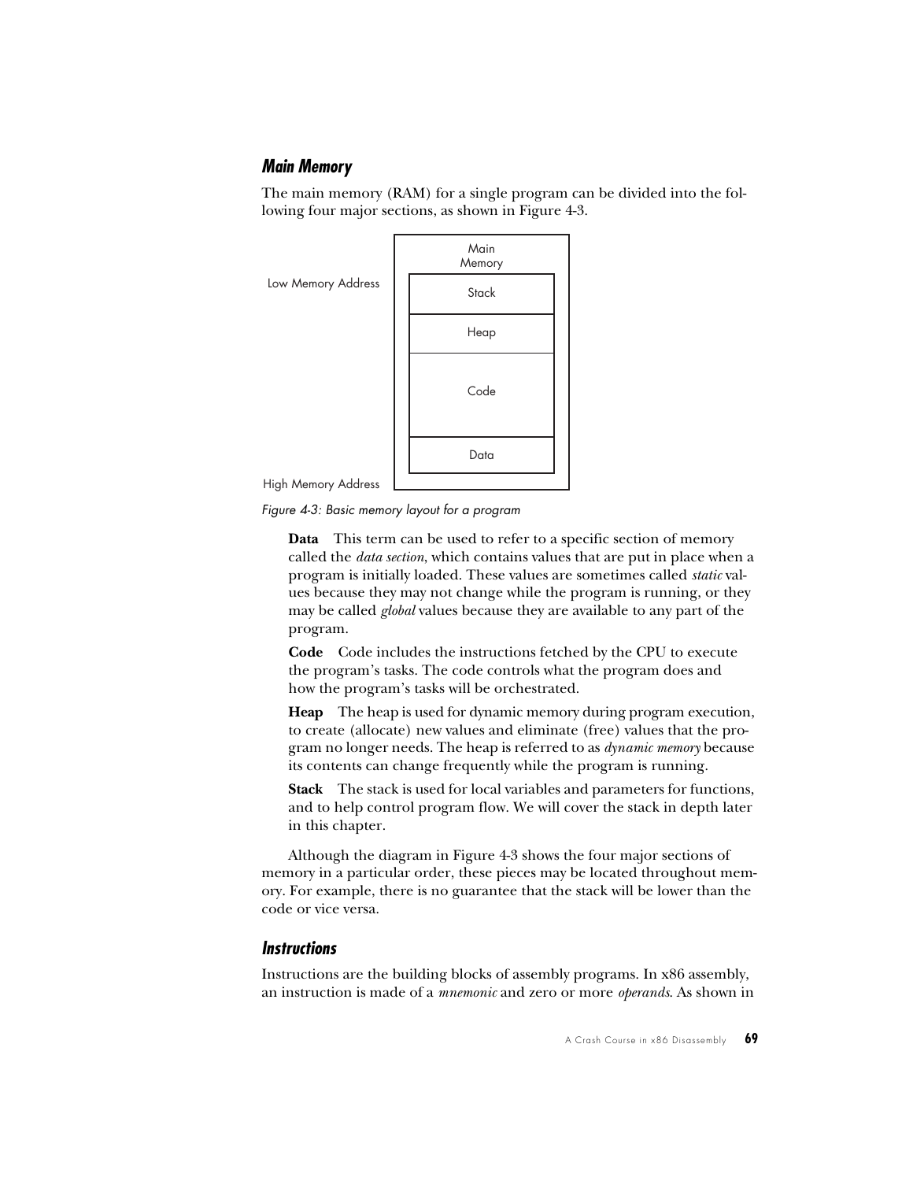## Main Memory

The main memory (RAM) for a single program can be divided into the following four major sections, as shown in Figure 4-3.

Figure 4-3: Basic memory layout for a program

**Data** This term can be used to refer to a specific section of memory called the *data section*, which contains values that are put in place when a program is initially loaded. These values are sometimes called *static* values because they may not change while the program is running, or they may be called *global* values because they are available to any part of the program.

**Code** Code includes the instructions fetched by the CPU to execute the program's tasks. The code controls what the program does and how the program's tasks will be orchestrated.

**Heap** The heap is used for dynamic memory during program execution, to create (allocate) new values and eliminate (free) values that the program no longer needs. The heap is referred to as *dynamic memory* because its contents can change frequently while the program is running.

**Stack** The stack is used for local variables and parameters for functions, and to help control program flow. We will cover the stack in depth later in this chapter.

Although the diagram in Figure 4-3 shows the four major sections of memory in a particular order, these pieces may be located throughout memory. For example, there is no guarantee that the stack will be lower than the code or vice versa.

## Instructions

Instructions are the building blocks of assembly programs. In x86 assembly, an instruction is made of a *mnemonic* and zero or more *operands*. As shown in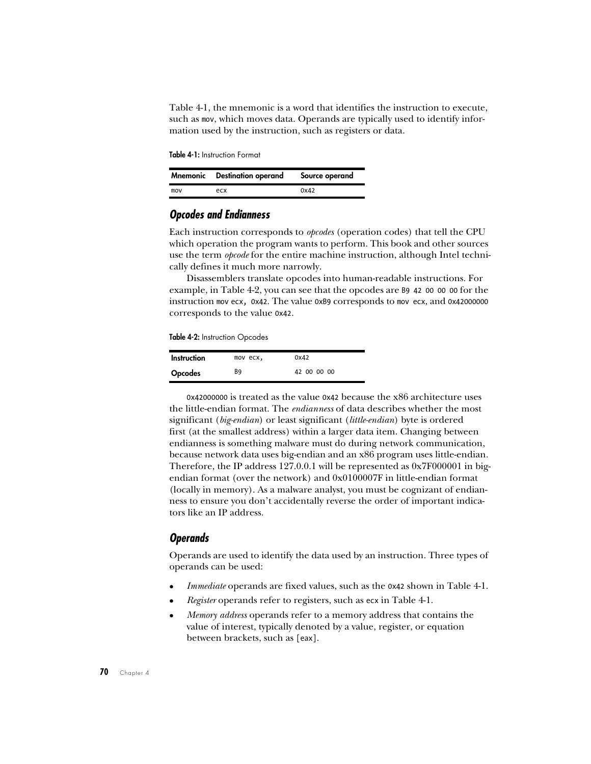Table 4-1, the mnemonic is a word that identifies the instruction to execute, such as `mov`, which moves data. Operands are typically used to identify information used by the instruction, such as registers or data.

**Table 4-1:** Instruction Format

| Mnemonic | Destination operand | Source operand |
|---|---|---|
| `mov` | `ecx` | `0x42` |

### *Opcodes and Endianness*

Each instruction corresponds to *opcodes* (operation codes) that tell the CPU which operation the program wants to perform. This book and other sources use the term *opcode* for the entire machine instruction, although Intel technically defines it much more narrowly.

Disassemblers translate opcodes into human-readable instructions. For example, in Table 4-2, you can see that the opcodes are `B9 42 00 00 00` for the instruction `mov ecx, 0x42`. The value `0xB9` corresponds to `mov ecx`, and `0x42000000` corresponds to the value `0x42`.

**Table 4-2:** Instruction Opcodes

| **Instruction** | `mov ecx,` | `0x42` |
|---|---|---|
| **Opcodes** | `B9` | `42 00 00 00` |

`0x42000000` is treated as the value `0x42` because the x86 architecture uses the little-endian format. The *endianness* of data describes whether the most significant (*big-endian*) or least significant (*little-endian*) byte is ordered first (at the smallest address) within a larger data item. Changing between endianness is something malware must do during network communication, because network data uses big-endian and an x86 program uses little-endian. Therefore, the IP address 127.0.0.1 will be represented as 0x7F000001 in big-endian format (over the network) and 0x0100007F in little-endian format (locally in memory). As a malware analyst, you must be cognizant of endianness to ensure you don't accidentally reverse the order of important indicators like an IP address.

### *Operands*

Operands are used to identify the data used by an instruction. Three types of operands can be used:

- *Immediate* operands are fixed values, such as the `0x42` shown in Table 4-1.
- *Register* operands refer to registers, such as `ecx` in Table 4-1.
- *Memory address* operands refer to a memory address that contains the value of interest, typically denoted by a value, register, or equation between brackets, such as `[eax]`.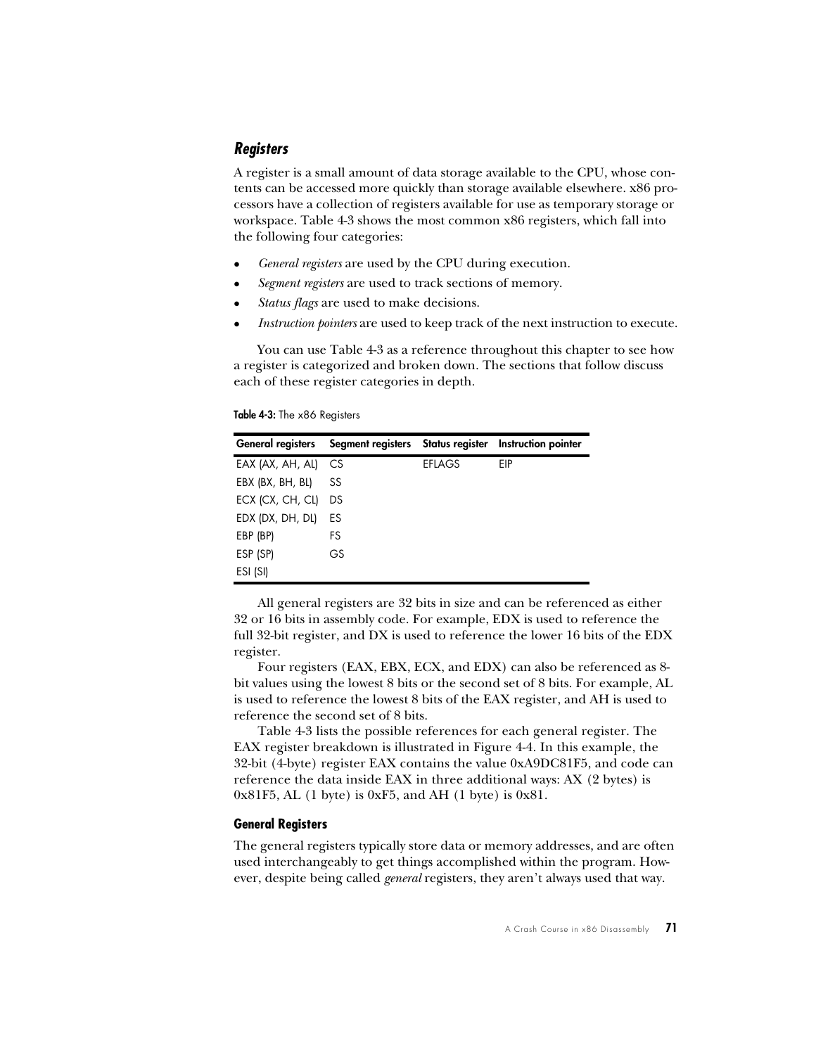### *Registers*

A register is a small amount of data storage available to the CPU, whose contents can be accessed more quickly than storage available elsewhere. x86 processors have a collection of registers available for use as temporary storage or workspace. Table 4-3 shows the most common x86 registers, which fall into the following four categories:

- *General registers* are used by the CPU during execution.
- *Segment registers* are used to track sections of memory.
- *Status flags* are used to make decisions.
- *Instruction pointers* are used to keep track of the next instruction to execute.

You can use Table 4-3 as a reference throughout this chapter to see how a register is categorized and broken down. The sections that follow discuss each of these register categories in depth.

**Table 4-3:** The x86 Registers

| General registers | Segment registers | Status register | Instruction pointer |
|---|---|---|---|
| EAX (AX, AH, AL) | CS | EFLAGS | EIP |
| EBX (BX, BH, BL) | SS | | |
| ECX (CX, CH, CL) | DS | | |
| EDX (DX, DH, DL) | ES | | |
| EBP (BP) | FS | | |
| ESP (SP) | GS | | |
| ESI (SI) | | | |

All general registers are 32 bits in size and can be referenced as either 32 or 16 bits in assembly code. For example, EDX is used to reference the full 32-bit register, and DX is used to reference the lower 16 bits of the EDX register.

Four registers (EAX, EBX, ECX, and EDX) can also be referenced as 8-bit values using the lowest 8 bits or the second set of 8 bits. For example, AL is used to reference the lowest 8 bits of the EAX register, and AH is used to reference the second set of 8 bits.

Table 4-3 lists the possible references for each general register. The EAX register breakdown is illustrated in Figure 4-4. In this example, the 32-bit (4-byte) register EAX contains the value 0xA9DC81F5, and code can reference the data inside EAX in three additional ways: AX (2 bytes) is 0x81F5, AL (1 byte) is 0xF5, and AH (1 byte) is 0x81.

#### General Registers

The general registers typically store data or memory addresses, and are often used interchangeably to get things accomplished within the program. However, despite being called *general* registers, they aren't always used that way.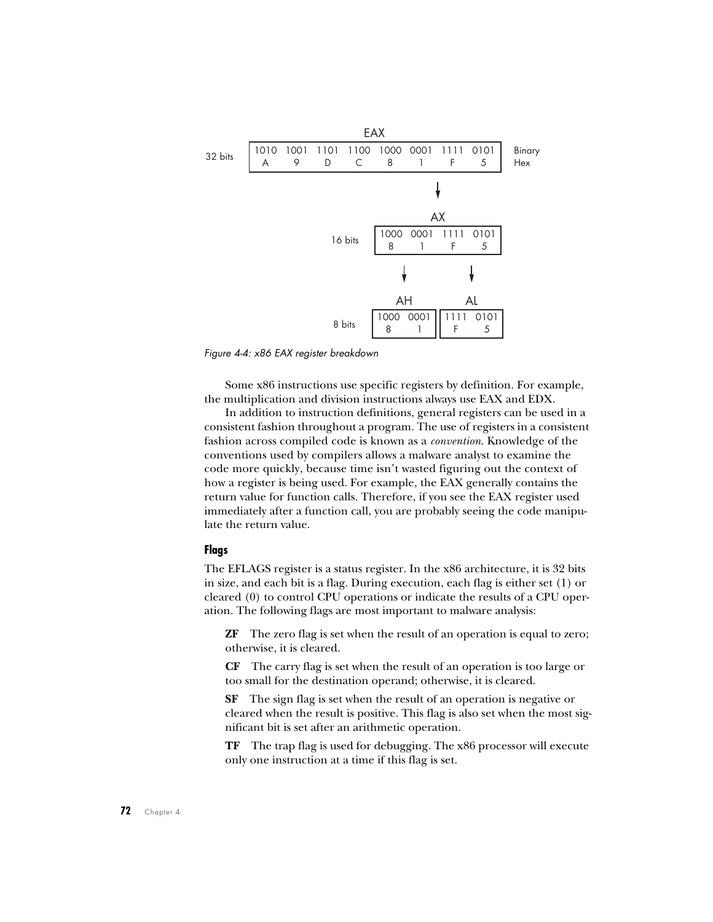| | EAX | | | | | | | | |
|---|---|---|---|---|---|---|---|---|---|
| 32 bits | 1010 | 1001 | 1101 | 1100 | 1000 | 0001 | 1111 | 0101 | Binary |
| | A | 9 | D | C | 8 | 1 | F | 5 | Hex |

| | AX | | | |
|---|---|---|---|---|
| 16 bits | 1000 | 0001 | 1111 | 0101 |
| | 8 | 1 | F | 5 |

| | AH | | AL | |
|---|---|---|---|---|
| 8 bits | 1000 | 0001 | 1111 | 0101 |
| | 8 | 1 | F | 5 |

*Figure 4-4: x86 EAX register breakdown*

Some x86 instructions use specific registers by definition. For example, the multiplication and division instructions always use EAX and EDX.

In addition to instruction definitions, general registers can be used in a consistent fashion throughout a program. The use of registers in a consistent fashion across compiled code is known as a *convention*. Knowledge of the conventions used by compilers allows a malware analyst to examine the code more quickly, because time isn't wasted figuring out the context of how a register is being used. For example, the EAX generally contains the return value for function calls. Therefore, if you see the EAX register used immediately after a function call, you are probably seeing the code manipulate the return value.

### Flags

The EFLAGS register is a status register. In the x86 architecture, it is 32 bits in size, and each bit is a flag. During execution, each flag is either set (1) or cleared (0) to control CPU operations or indicate the results of a CPU operation. The following flags are most important to malware analysis:

**ZF** The zero flag is set when the result of an operation is equal to zero; otherwise, it is cleared.

**CF** The carry flag is set when the result of an operation is too large or too small for the destination operand; otherwise, it is cleared.

**SF** The sign flag is set when the result of an operation is negative or cleared when the result is positive. This flag is also set when the most significant bit is set after an arithmetic operation.

**TF** The trap flag is used for debugging. The x86 processor will execute only one instruction at a time if this flag is set.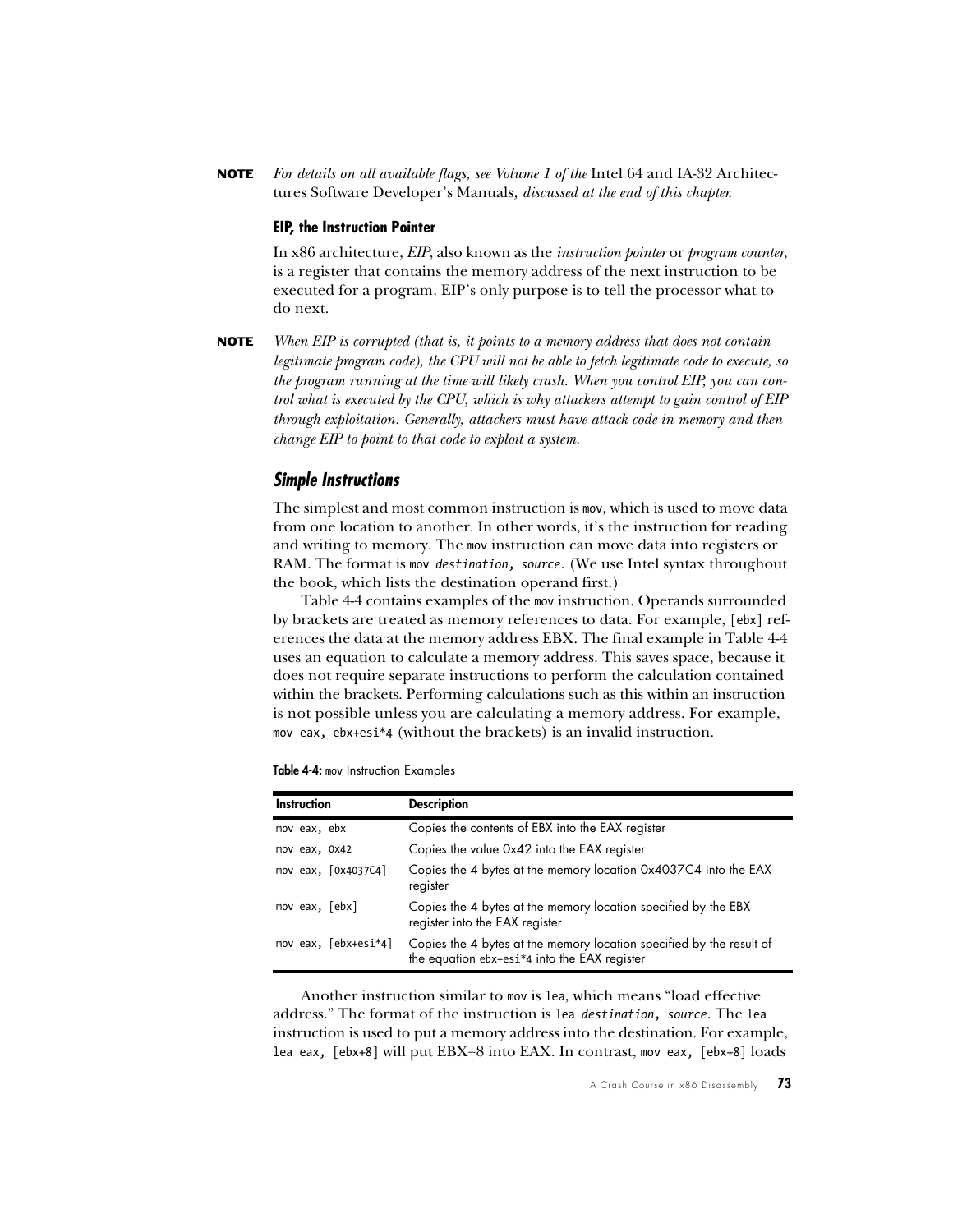**NOTE** *For details on all available flags, see Volume 1 of the* Intel 64 and IA-32 Architectures Software Developer's Manuals*, discussed at the end of this chapter.*

#### EIP, the Instruction Pointer

In x86 architecture, *EIP*, also known as the *instruction pointer* or *program counter*, is a register that contains the memory address of the next instruction to be executed for a program. EIP's only purpose is to tell the processor what to do next.

**NOTE** *When EIP is corrupted (that is, it points to a memory address that does not contain legitimate program code), the CPU will not be able to fetch legitimate code to execute, so the program running at the time will likely crash. When you control EIP, you can control what is executed by the CPU, which is why attackers attempt to gain control of EIP through exploitation. Generally, attackers must have attack code in memory and then change EIP to point to that code to exploit a system.*

### Simple Instructions

The simplest and most common instruction is `mov`, which is used to move data from one location to another. In other words, it's the instruction for reading and writing to memory. The `mov` instruction can move data into registers or RAM. The format is `mov` *`destination, source`*. (We use Intel syntax throughout the book, which lists the destination operand first.)

Table 4-4 contains examples of the `mov` instruction. Operands surrounded by brackets are treated as memory references to data. For example, `[ebx]` references the data at the memory address EBX. The final example in Table 4-4 uses an equation to calculate a memory address. This saves space, because it does not require separate instructions to perform the calculation contained within the brackets. Performing calculations such as this within an instruction is not possible unless you are calculating a memory address. For example, `mov eax, ebx+esi*4` (without the brackets) is an invalid instruction.

**Table 4-4:** `mov` Instruction Examples

| Instruction | Description |
|---|---|
| `mov eax, ebx` | Copies the contents of EBX into the EAX register |
| `mov eax, 0x42` | Copies the value 0x42 into the EAX register |
| `mov eax, [0x4037C4]` | Copies the 4 bytes at the memory location 0x4037C4 into the EAX register |
| `mov eax, [ebx]` | Copies the 4 bytes at the memory location specified by the EBX register into the EAX register |
| `mov eax, [ebx+esi*4]` | Copies the 4 bytes at the memory location specified by the result of the equation `ebx+esi*4` into the EAX register |

Another instruction similar to `mov` is `lea`, which means "load effective address." The format of the instruction is `lea` *`destination, source`*. The `lea` instruction is used to put a memory address into the destination. For example, `lea eax, [ebx+8]` will put EBX+8 into EAX. In contrast, `mov eax, [ebx+8]` loads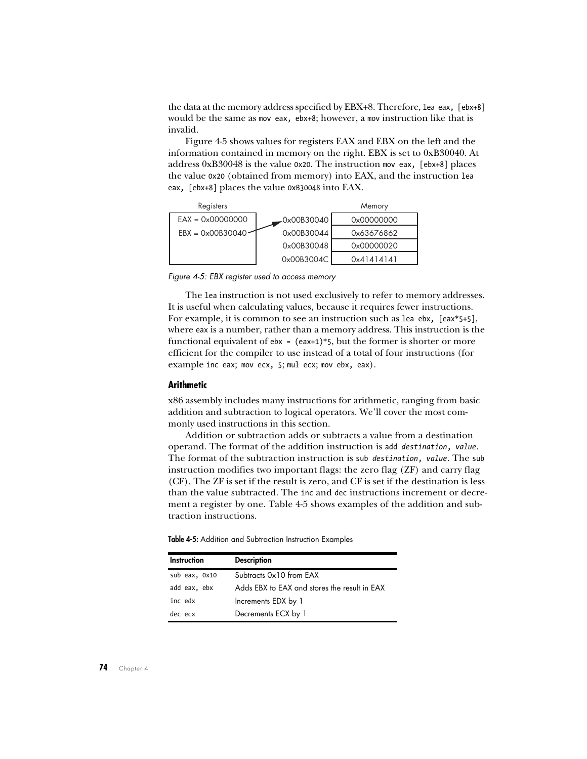the data at the memory address specified by EBX+8. Therefore, `lea eax, [ebx+8]` would be the same as `mov eax, ebx+8`; however, a `mov` instruction like that is invalid.

Figure 4-5 shows values for registers EAX and EBX on the left and the information contained in memory on the right. EBX is set to 0xB30040. At address 0xB30048 is the value `0x20`. The instruction `mov eax, [ebx+8]` places the value `0x20` (obtained from memory) into EAX, and the instruction `lea eax, [ebx+8]` places the value `0xB30048` into EAX.

| Registers | Address | Memory |
|---|---|---|
| EAX = 0x00000000 | 0x00B30040 | 0x00000000 |
| EBX = 0x00B30040 | 0x00B30044 | 0x63676862 |
| | 0x00B30048 | 0x00000020 |
| | 0x00B3004C | 0x41414141 |

*Figure 4-5: EBX register used to access memory*

The `lea` instruction is not used exclusively to refer to memory addresses. It is useful when calculating values, because it requires fewer instructions. For example, it is common to see an instruction such as `lea ebx, [eax*5+5]`, where `eax` is a number, rather than a memory address. This instruction is the functional equivalent of `ebx = (eax+1)*5`, but the former is shorter or more efficient for the compiler to use instead of a total of four instructions (for example `inc eax; mov ecx, 5; mul ecx; mov ebx, eax`).

### Arithmetic

x86 assembly includes many instructions for arithmetic, ranging from basic addition and subtraction to logical operators. We'll cover the most commonly used instructions in this section.

Addition or subtraction adds or subtracts a value from a destination operand. The format of the addition instruction is `add` *`destination, value`*. The format of the subtraction instruction is `sub` *`destination, value`*. The `sub` instruction modifies two important flags: the zero flag (ZF) and carry flag (CF). The ZF is set if the result is zero, and CF is set if the destination is less than the value subtracted. The `inc` and `dec` instructions increment or decrement a register by one. Table 4-5 shows examples of the addition and subtraction instructions.

**Table 4-5:** Addition and Subtraction Instruction Examples

| Instruction | Description |
|---|---|
| `sub eax, 0x10` | Subtracts 0x10 from EAX |
| `add eax, ebx` | Adds EBX to EAX and stores the result in EAX |
| `inc edx` | Increments EDX by 1 |
| `dec ecx` | Decrements ECX by 1 |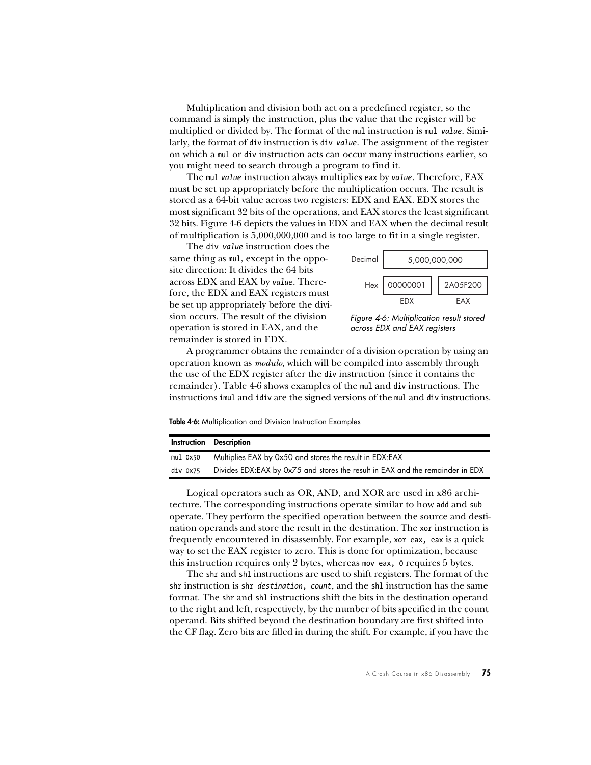Multiplication and division both act on a predefined register, so the command is simply the instruction, plus the value that the register will be multiplied or divided by. The format of the `mul` instruction is `mul` *`value`*. Similarly, the format of `div` instruction is `div` *`value`*. The assignment of the register on which a `mul` or `div` instruction acts can occur many instructions earlier, so you might need to search through a program to find it.

The `mul` *`value`* instruction always multiplies `eax` by *`value`*. Therefore, EAX must be set up appropriately before the multiplication occurs. The result is stored as a 64-bit value across two registers: EDX and EAX. EDX stores the most significant 32 bits of the operations, and EAX stores the least significant 32 bits. Figure 4-6 depicts the values in EDX and EAX when the decimal result of multiplication is 5,000,000,000 and is too large to fit in a single register.

The `div` *`value`* instruction does the same thing as `mul`, except in the opposite direction: It divides the 64 bits across EDX and EAX by *`value`*. Therefore, the EDX and EAX registers must be set up appropriately before the division occurs. The result of the division operation is stored in EAX, and the remainder is stored in EDX.

| | | |
|---|---|---|
| Decimal | 5,000,000,000 | |
| Hex | 00000001 | 2A05F200 |
| | EDX | EAX |

*Figure 4-6: Multiplication result stored across EDX and EAX registers*

A programmer obtains the remainder of a division operation by using an operation known as *modulo*, which will be compiled into assembly through the use of the EDX register after the `div` instruction (since it contains the remainder). Table 4-6 shows examples of the `mul` and `div` instructions. The instructions `imul` and `idiv` are the signed versions of the `mul` and `div` instructions.

**Table 4-6:** Multiplication and Division Instruction Examples

| Instruction | Description |
|---|---|
| `mul 0x50` | Multiplies EAX by 0x50 and stores the result in EDX:EAX |
| `div 0x75` | Divides EDX:EAX by 0x75 and stores the result in EAX and the remainder in EDX |

Logical operators such as OR, AND, and XOR are used in x86 architecture. The corresponding instructions operate similar to how `add` and `sub` operate. They perform the specified operation between the source and destination operands and store the result in the destination. The `xor` instruction is frequently encountered in disassembly. For example, `xor eax, eax` is a quick way to set the EAX register to zero. This is done for optimization, because this instruction requires only 2 bytes, whereas `mov eax, 0` requires 5 bytes.

The `shr` and `shl` instructions are used to shift registers. The format of the `shr` instruction is `shr` *`destination, count`*, and the `shl` instruction has the same format. The `shr` and `shl` instructions shift the bits in the destination operand to the right and left, respectively, by the number of bits specified in the count operand. Bits shifted beyond the destination boundary are first shifted into the CF flag. Zero bits are filled in during the shift. For example, if you have the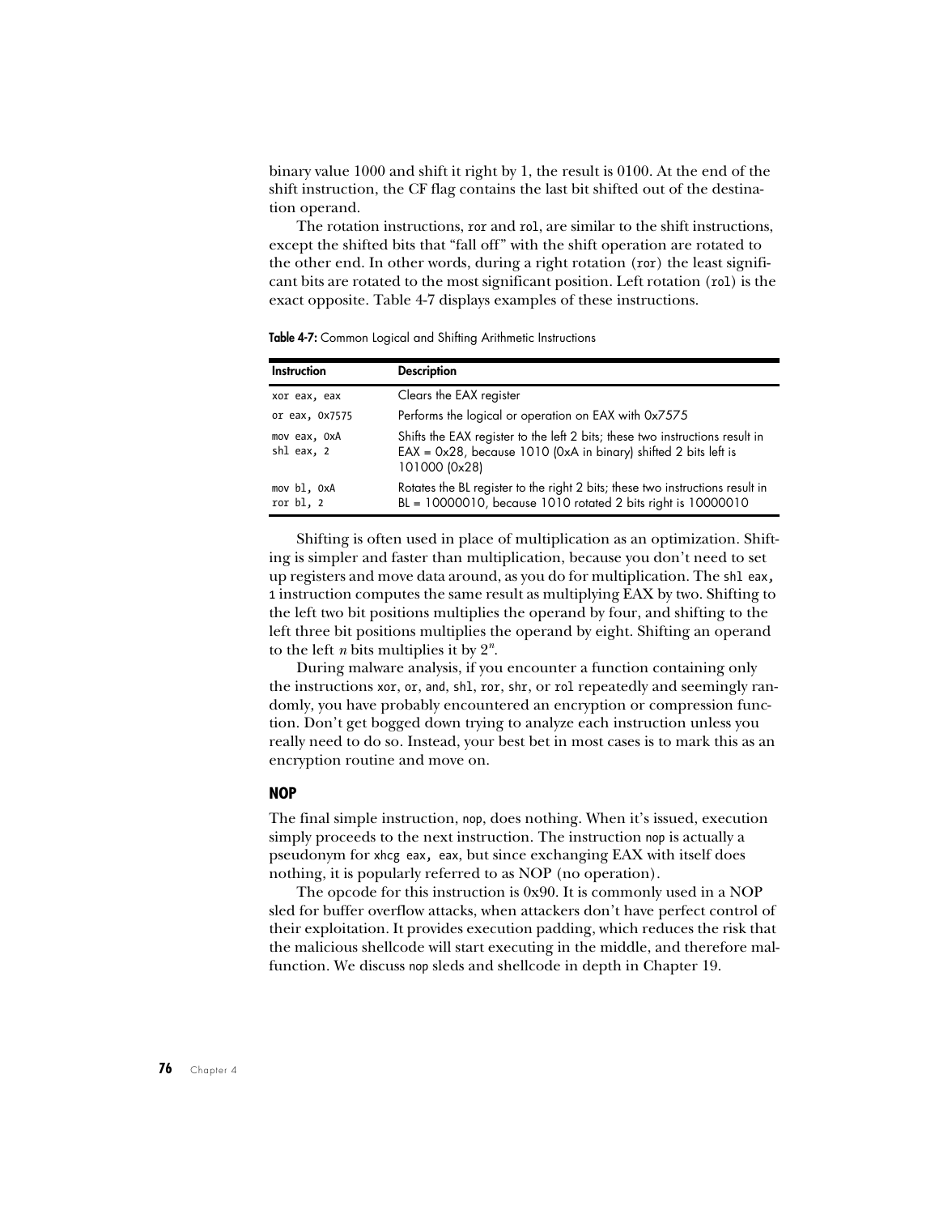binary value 1000 and shift it right by 1, the result is 0100. At the end of the shift instruction, the CF flag contains the last bit shifted out of the destination operand.

The rotation instructions, `ror` and `rol`, are similar to the shift instructions, except the shifted bits that "fall off" with the shift operation are rotated to the other end. In other words, during a right rotation (`ror`) the least significant bits are rotated to the most significant position. Left rotation (`rol`) is the exact opposite. Table 4-7 displays examples of these instructions.

**Table 4-7:** Common Logical and Shifting Arithmetic Instructions

| Instruction | Description |
|---|---|
| `xor eax, eax` | Clears the EAX register |
| `or eax, 0x7575` | Performs the logical or operation on EAX with 0x7575 |
| `mov eax, 0xA`<br>`shl eax, 2` | Shifts the EAX register to the left 2 bits; these two instructions result in EAX = 0x28, because 1010 (0xA in binary) shifted 2 bits left is 101000 (0x28) |
| `mov bl, 0xA`<br>`ror bl, 2` | Rotates the BL register to the right 2 bits; these two instructions result in BL = 10000010, because 1010 rotated 2 bits right is 10000010 |

Shifting is often used in place of multiplication as an optimization. Shifting is simpler and faster than multiplication, because you don't need to set up registers and move data around, as you do for multiplication. The `shl eax, 1` instruction computes the same result as multiplying EAX by two. Shifting to the left two bit positions multiplies the operand by four, and shifting to the left three bit positions multiplies the operand by eight. Shifting an operand to the left *n* bits multiplies it by $2^n$.

During malware analysis, if you encounter a function containing only the instructions `xor`, `or`, `and`, `shl`, `ror`, `shr`, or `rol` repeatedly and seemingly randomly, you have probably encountered an encryption or compression function. Don't get bogged down trying to analyze each instruction unless you really need to do so. Instead, your best bet in most cases is to mark this as an encryption routine and move on.

### NOP

The final simple instruction, `nop`, does nothing. When it's issued, execution simply proceeds to the next instruction. The instruction `nop` is actually a pseudonym for `xhcg eax, eax`, but since exchanging EAX with itself does nothing, it is popularly referred to as NOP (no operation).

The opcode for this instruction is 0x90. It is commonly used in a NOP sled for buffer overflow attacks, when attackers don't have perfect control of their exploitation. It provides execution padding, which reduces the risk that the malicious shellcode will start executing in the middle, and therefore malfunction. We discuss `nop` sleds and shellcode in depth in Chapter 19.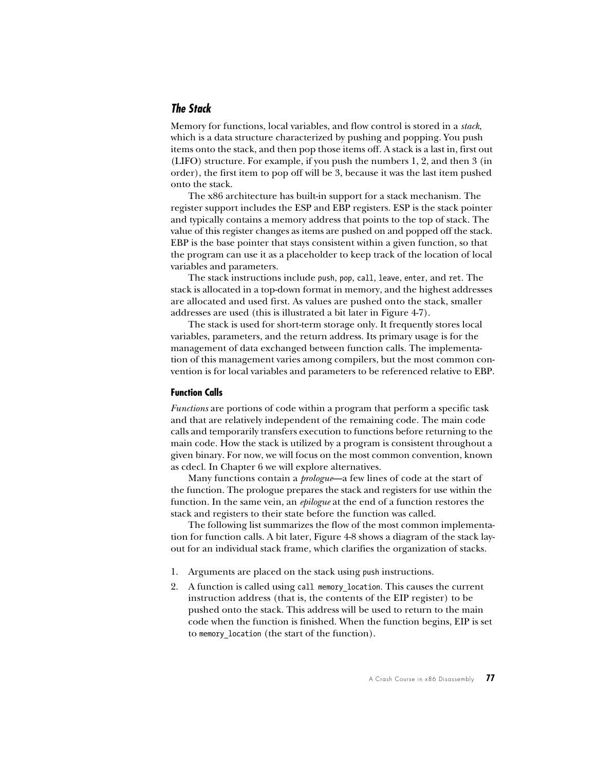### *The Stack*

Memory for functions, local variables, and flow control is stored in a *stack*, which is a data structure characterized by pushing and popping. You push items onto the stack, and then pop those items off. A stack is a last in, first out (LIFO) structure. For example, if you push the numbers 1, 2, and then 3 (in order), the first item to pop off will be 3, because it was the last item pushed onto the stack.

The x86 architecture has built-in support for a stack mechanism. The register support includes the ESP and EBP registers. ESP is the stack pointer and typically contains a memory address that points to the top of stack. The value of this register changes as items are pushed on and popped off the stack. EBP is the base pointer that stays consistent within a given function, so that the program can use it as a placeholder to keep track of the location of local variables and parameters.

The stack instructions include `push`, `pop`, `call`, `leave`, `enter`, and `ret`. The stack is allocated in a top-down format in memory, and the highest addresses are allocated and used first. As values are pushed onto the stack, smaller addresses are used (this is illustrated a bit later in Figure 4-7).

The stack is used for short-term storage only. It frequently stores local variables, parameters, and the return address. Its primary usage is for the management of data exchanged between function calls. The implementation of this management varies among compilers, but the most common convention is for local variables and parameters to be referenced relative to EBP.

#### Function Calls

*Functions* are portions of code within a program that perform a specific task and that are relatively independent of the remaining code. The main code calls and temporarily transfers execution to functions before returning to the main code. How the stack is utilized by a program is consistent throughout a given binary. For now, we will focus on the most common convention, known as cdecl. In Chapter 6 we will explore alternatives.

Many functions contain a *prologue*—a few lines of code at the start of the function. The prologue prepares the stack and registers for use within the function. In the same vein, an *epilogue* at the end of a function restores the stack and registers to their state before the function was called.

The following list summarizes the flow of the most common implementation for function calls. A bit later, Figure 4-8 shows a diagram of the stack layout for an individual stack frame, which clarifies the organization of stacks.

1. Arguments are placed on the stack using `push` instructions.
2. A function is called using `call memory_location`. This causes the current instruction address (that is, the contents of the EIP register) to be pushed onto the stack. This address will be used to return to the main code when the function is finished. When the function begins, EIP is set to `memory_location` (the start of the function).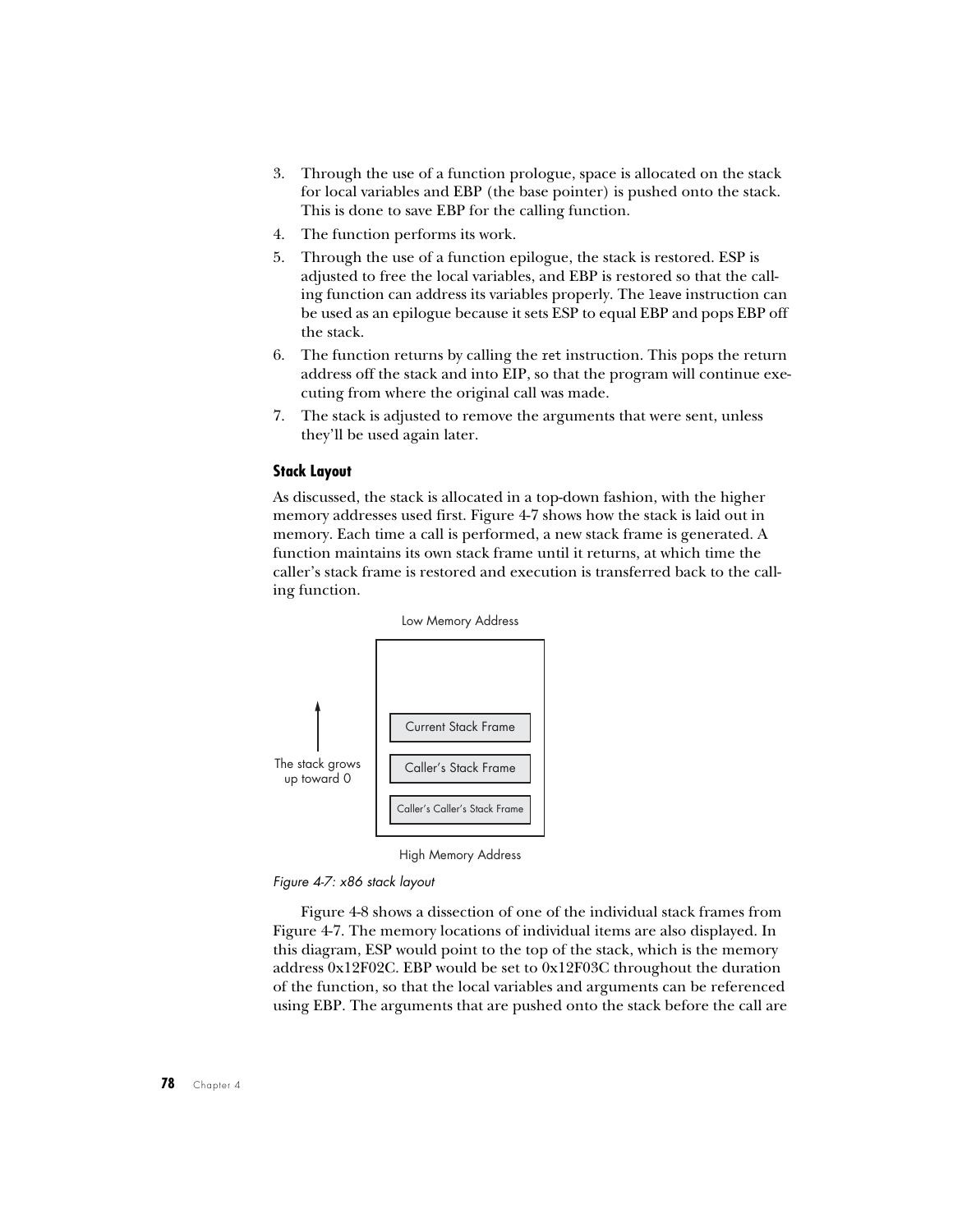3. Through the use of a function prologue, space is allocated on the stack for local variables and EBP (the base pointer) is pushed onto the stack. This is done to save EBP for the calling function.
4. The function performs its work.
5. Through the use of a function epilogue, the stack is restored. ESP is adjusted to free the local variables, and EBP is restored so that the calling function can address its variables properly. The `leave` instruction can be used as an epilogue because it sets ESP to equal EBP and pops EBP off the stack.
6. The function returns by calling the `ret` instruction. This pops the return address off the stack and into EIP, so that the program will continue executing from where the original call was made.
7. The stack is adjusted to remove the arguments that were sent, unless they'll be used again later.

### Stack Layout

As discussed, the stack is allocated in a top-down fashion, with the higher memory addresses used first. Figure 4-7 shows how the stack is laid out in memory. Each time a call is performed, a new stack frame is generated. A function maintains its own stack frame until it returns, at which time the caller's stack frame is restored and execution is transferred back to the calling function.

Low Memory Address

The stack grows up toward 0

Current Stack Frame

Caller's Stack Frame

Caller's Caller's Stack Frame

High Memory Address

*Figure 4-7: x86 stack layout*

Figure 4-8 shows a dissection of one of the individual stack frames from Figure 4-7. The memory locations of individual items are also displayed. In this diagram, ESP would point to the top of the stack, which is the memory address 0x12F02C. EBP would be set to 0x12F03C throughout the duration of the function, so that the local variables and arguments can be referenced using EBP. The arguments that are pushed onto the stack before the call are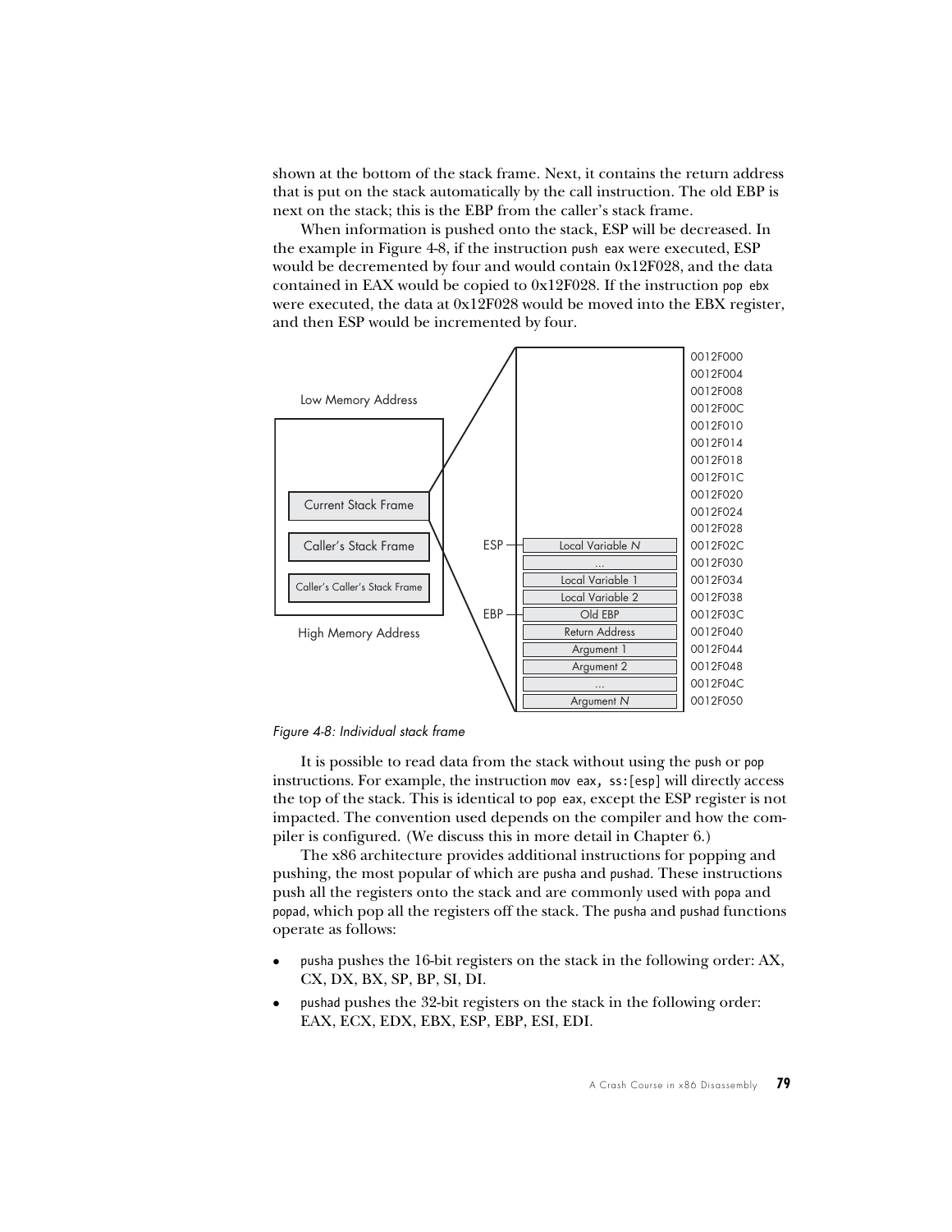shown at the bottom of the stack frame. Next, it contains the return address that is put on the stack automatically by the call instruction. The old EBP is next on the stack; this is the EBP from the caller's stack frame.

When information is pushed onto the stack, ESP will be decreased. In the example in Figure 4-8, if the instruction `push eax` were executed, ESP would be decremented by four and would contain 0x12F028, and the data contained in EAX would be copied to 0x12F028. If the instruction `pop ebx` were executed, the data at 0x12F028 would be moved into the EBX register, and then ESP would be incremented by four.

*Figure 4-8: Individual stack frame*

It is possible to read data from the stack without using the `push` or `pop` instructions. For example, the instruction `mov eax, ss:[esp]` will directly access the top of the stack. This is identical to `pop eax`, except the ESP register is not impacted. The convention used depends on the compiler and how the compiler is configured. (We discuss this in more detail in Chapter 6.)

The x86 architecture provides additional instructions for popping and pushing, the most popular of which are `pusha` and `pushad`. These instructions push all the registers onto the stack and are commonly used with `popa` and `popad`, which pop all the registers off the stack. The `pusha` and `pushad` functions operate as follows:

- `pusha` pushes the 16-bit registers on the stack in the following order: AX, CX, DX, BX, SP, BP, SI, DI.
- `pushad` pushes the 32-bit registers on the stack in the following order: EAX, ECX, EDX, EBX, ESP, EBP, ESI, EDI.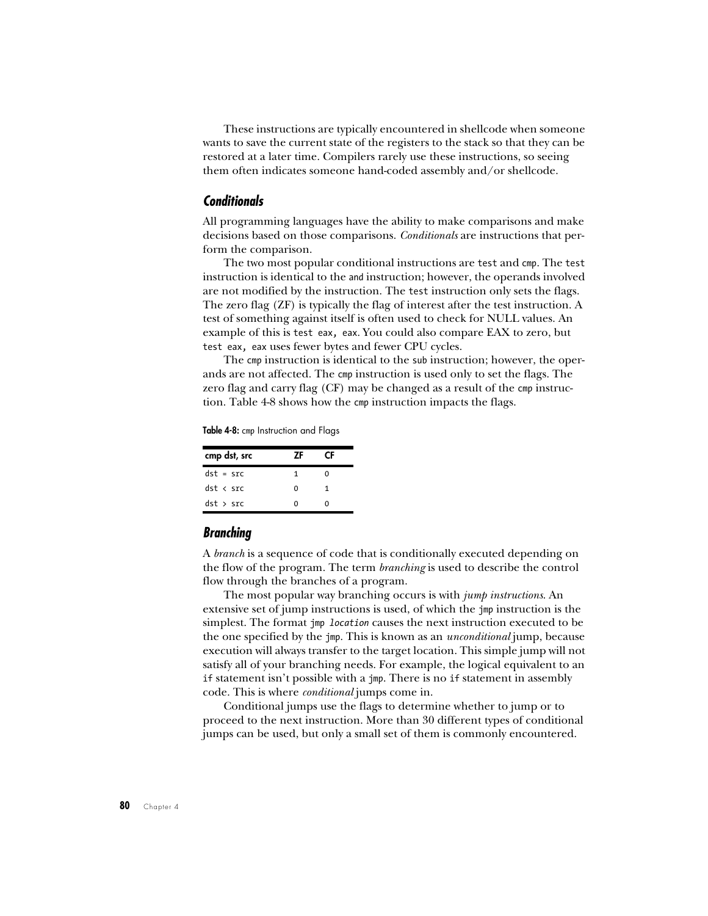These instructions are typically encountered in shellcode when someone wants to save the current state of the registers to the stack so that they can be restored at a later time. Compilers rarely use these instructions, so seeing them often indicates someone hand-coded assembly and/or shellcode.

### Conditionals

All programming languages have the ability to make comparisons and make decisions based on those comparisons. *Conditionals* are instructions that perform the comparison.

The two most popular conditional instructions are `test` and `cmp`. The `test` instruction is identical to the `and` instruction; however, the operands involved are not modified by the instruction. The `test` instruction only sets the flags. The zero flag (ZF) is typically the flag of interest after the test instruction. A test of something against itself is often used to check for NULL values. An example of this is `test eax, eax`. You could also compare EAX to zero, but `test eax, eax` uses fewer bytes and fewer CPU cycles.

The `cmp` instruction is identical to the `sub` instruction; however, the operands are not affected. The `cmp` instruction is used only to set the flags. The zero flag and carry flag (CF) may be changed as a result of the `cmp` instruction. Table 4-8 shows how the `cmp` instruction impacts the flags.

**Table 4-8:** `cmp` Instruction and Flags

| cmp dst, src | ZF | CF |
|---|---|---|
| `dst = src` | 1 | 0 |
| `dst < src` | 0 | 1 |
| `dst > src` | 0 | 0 |

### Branching

A *branch* is a sequence of code that is conditionally executed depending on the flow of the program. The term *branching* is used to describe the control flow through the branches of a program.

The most popular way branching occurs is with *jump instructions*. An extensive set of jump instructions is used, of which the `jmp` instruction is the simplest. The format `jmp location` causes the next instruction executed to be the one specified by the `jmp`. This is known as an *unconditional* jump, because execution will always transfer to the target location. This simple jump will not satisfy all of your branching needs. For example, the logical equivalent to an `if` statement isn't possible with a `jmp`. There is no `if` statement in assembly code. This is where *conditional* jumps come in.

Conditional jumps use the flags to determine whether to jump or to proceed to the next instruction. More than 30 different types of conditional jumps can be used, but only a small set of them is commonly encountered.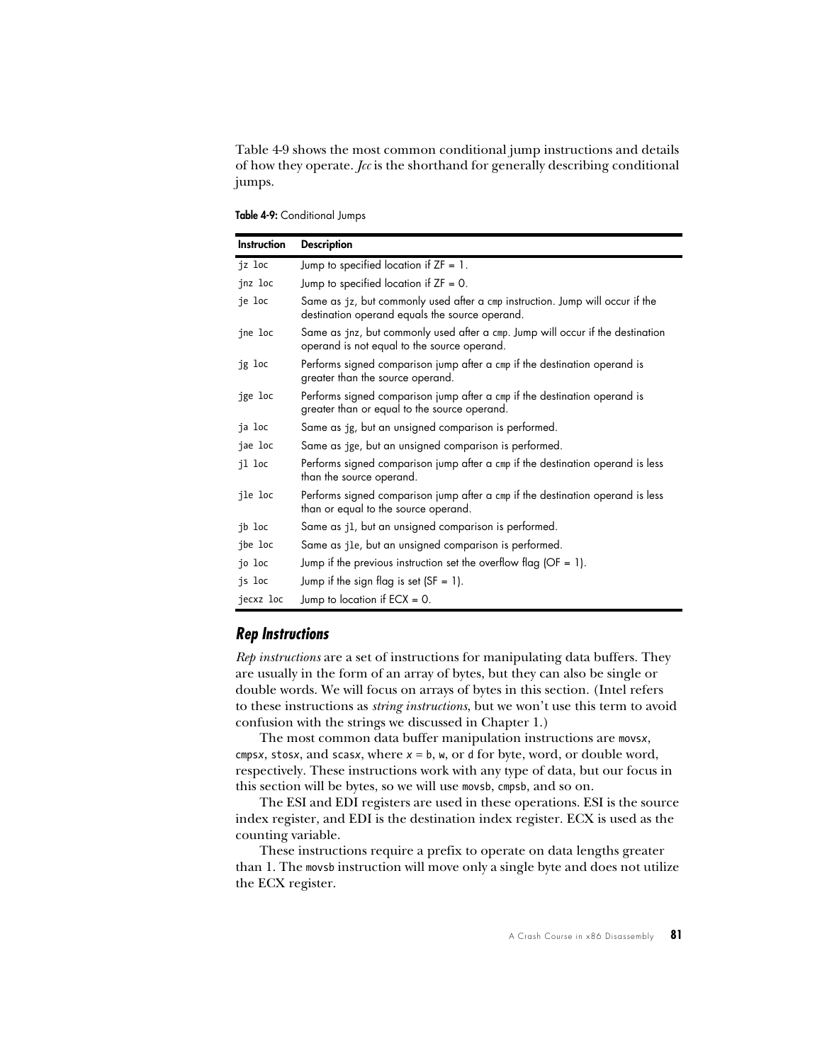Table 4-9 shows the most common conditional jump instructions and details of how they operate. *Jcc* is the shorthand for generally describing conditional jumps.

**Table 4-9:** Conditional Jumps

| Instruction | Description |
|---|---|
| `jz loc` | Jump to specified location if ZF = 1. |
| `jnz loc` | Jump to specified location if ZF = 0. |
| `je loc` | Same as `jz`, but commonly used after a `cmp` instruction. Jump will occur if the destination operand equals the source operand. |
| `jne loc` | Same as `jnz`, but commonly used after a `cmp`. Jump will occur if the destination operand is not equal to the source operand. |
| `jg loc` | Performs signed comparison jump after a `cmp` if the destination operand is greater than the source operand. |
| `jge loc` | Performs signed comparison jump after a `cmp` if the destination operand is greater than or equal to the source operand. |
| `ja loc` | Same as `jg`, but an unsigned comparison is performed. |
| `jae loc` | Same as `jge`, but an unsigned comparison is performed. |
| `jl loc` | Performs signed comparison jump after a `cmp` if the destination operand is less than the source operand. |
| `jle loc` | Performs signed comparison jump after a `cmp` if the destination operand is less than or equal to the source operand. |
| `jb loc` | Same as `jl`, but an unsigned comparison is performed. |
| `jbe loc` | Same as `jle`, but an unsigned comparison is performed. |
| `jo loc` | Jump if the previous instruction set the overflow flag (OF = 1). |
| `js loc` | Jump if the sign flag is set (SF = 1). |
| `jecxz loc` | Jump to location if ECX = 0. |

### *Rep Instructions*

*Rep instructions* are a set of instructions for manipulating data buffers. They are usually in the form of an array of bytes, but they can also be single or double words. We will focus on arrays of bytes in this section. (Intel refers to these instructions as *string instructions*, but we won't use this term to avoid confusion with the strings we discussed in Chapter 1.)

The most common data buffer manipulation instructions are `movsx`, `cmpsx`, `stosx`, and `scasx`, where *x* = `b`, `w`, or `d` for byte, word, or double word, respectively. These instructions work with any type of data, but our focus in this section will be bytes, so we will use `movsb`, `cmpsb`, and so on.

The ESI and EDI registers are used in these operations. ESI is the source index register, and EDI is the destination index register. ECX is used as the counting variable.

These instructions require a prefix to operate on data lengths greater than 1. The `movsb` instruction will move only a single byte and does not utilize the ECX register.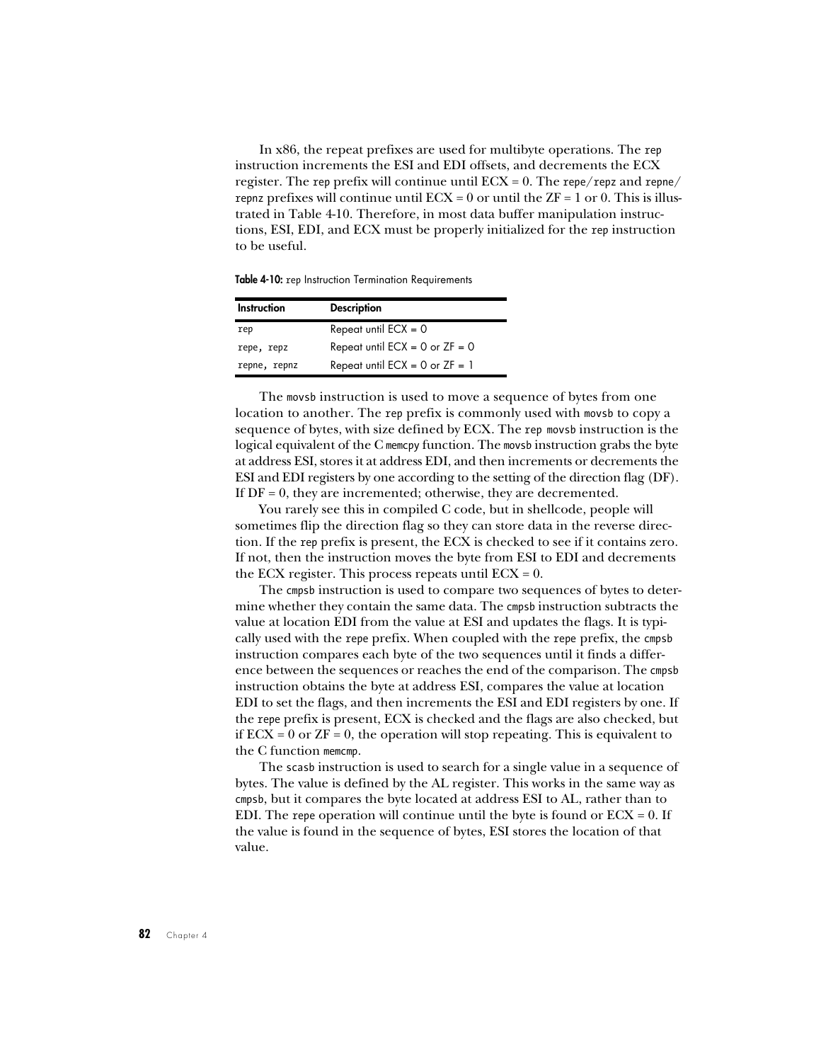In x86, the repeat prefixes are used for multibyte operations. The `rep` instruction increments the ESI and EDI offsets, and decrements the ECX register. The `rep` prefix will continue until ECX = 0. The `repe`/`repz` and `repne`/`repnz` prefixes will continue until ECX = 0 or until the ZF = 1 or 0. This is illustrated in Table 4-10. Therefore, in most data buffer manipulation instructions, ESI, EDI, and ECX must be properly initialized for the `rep` instruction to be useful.

**Table 4-10:** `rep` Instruction Termination Requirements

| Instruction | Description |
|---|---|
| `rep` | Repeat until ECX = 0 |
| `repe, repz` | Repeat until ECX = 0 or ZF = 0 |
| `repne, repnz` | Repeat until ECX = 0 or ZF = 1 |

The `movsb` instruction is used to move a sequence of bytes from one location to another. The `rep` prefix is commonly used with `movsb` to copy a sequence of bytes, with size defined by ECX. The `rep movsb` instruction is the logical equivalent of the C `memcpy` function. The `movsb` instruction grabs the byte at address ESI, stores it at address EDI, and then increments or decrements the ESI and EDI registers by one according to the setting of the direction flag (DF). If DF = 0, they are incremented; otherwise, they are decremented.

You rarely see this in compiled C code, but in shellcode, people will sometimes flip the direction flag so they can store data in the reverse direction. If the `rep` prefix is present, the ECX is checked to see if it contains zero. If not, then the instruction moves the byte from ESI to EDI and decrements the ECX register. This process repeats until ECX = 0.

The `cmpsb` instruction is used to compare two sequences of bytes to determine whether they contain the same data. The `cmpsb` instruction subtracts the value at location EDI from the value at ESI and updates the flags. It is typically used with the `repe` prefix. When coupled with the `repe` prefix, the `cmpsb` instruction compares each byte of the two sequences until it finds a difference between the sequences or reaches the end of the comparison. The `cmpsb` instruction obtains the byte at address ESI, compares the value at location EDI to set the flags, and then increments the ESI and EDI registers by one. If the `repe` prefix is present, ECX is checked and the flags are also checked, but if ECX = 0 or ZF = 0, the operation will stop repeating. This is equivalent to the C function `memcmp`.

The `scasb` instruction is used to search for a single value in a sequence of bytes. The value is defined by the AL register. This works in the same way as `cmpsb`, but it compares the byte located at address ESI to AL, rather than to EDI. The `repe` operation will continue until the byte is found or ECX = 0. If the value is found in the sequence of bytes, ESI stores the location of that value.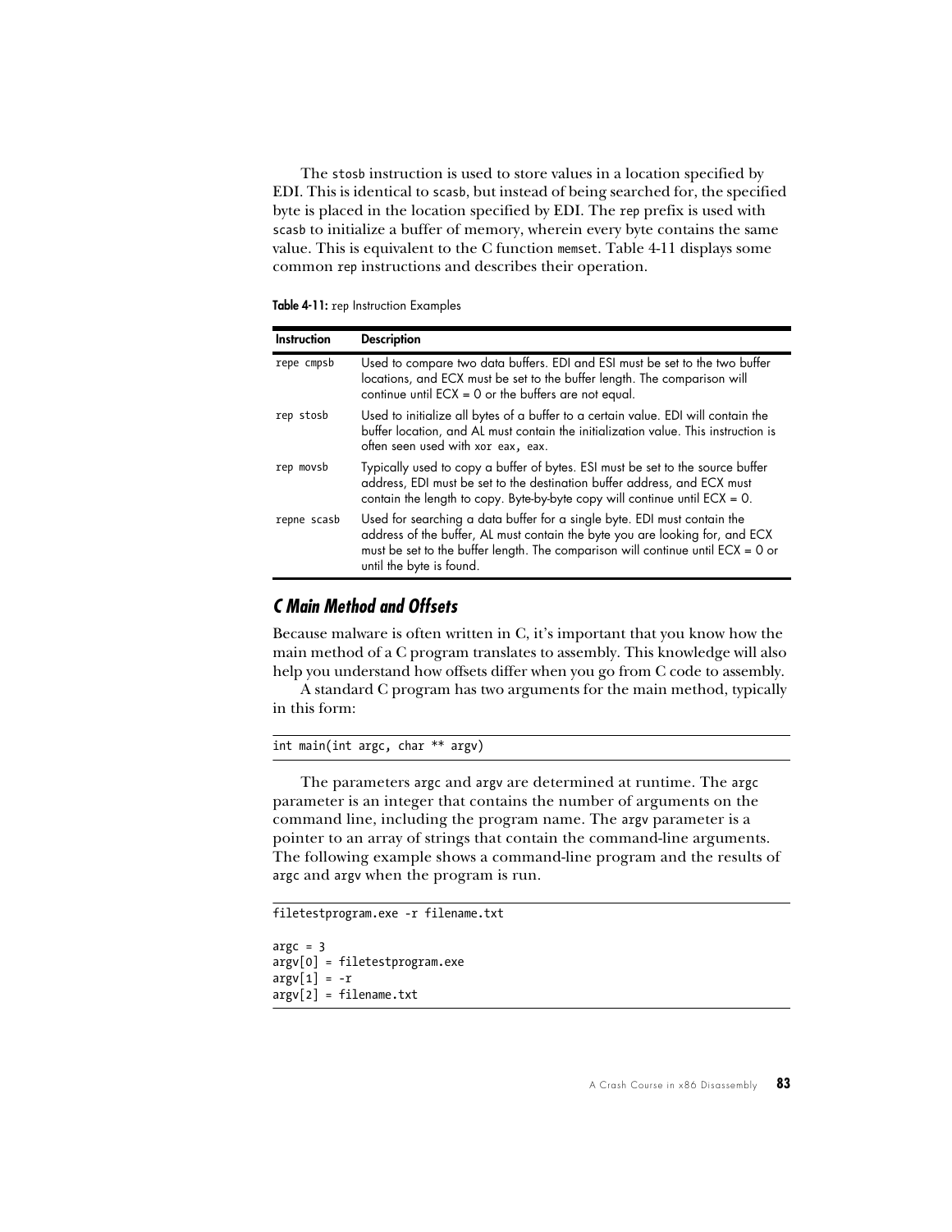The stosb instruction is used to store values in a location specified by EDI. This is identical to scasb, but instead of being searched for, the specified byte is placed in the location specified by EDI. The rep prefix is used with scasb to initialize a buffer of memory, wherein every byte contains the same value. This is equivalent to the C function memset. Table 4-11 displays some common rep instructions and describes their operation.

**Table 4-11:** rep Instruction Examples

| Instruction | Description |
|---|---|
| `repe cmpsb` | Used to compare two data buffers. EDI and ESI must be set to the two buffer locations, and ECX must be set to the buffer length. The comparison will continue until ECX = 0 or the buffers are not equal. |
| `rep stosb` | Used to initialize all bytes of a buffer to a certain value. EDI will contain the buffer location, and AL must contain the initialization value. This instruction is often seen used with `xor eax, eax`. |
| `rep movsb` | Typically used to copy a buffer of bytes. ESI must be set to the source buffer address, EDI must be set to the destination buffer address, and ECX must contain the length to copy. Byte-by-byte copy will continue until ECX = 0. |
| `repne scasb` | Used for searching a data buffer for a single byte. EDI must contain the address of the buffer, AL must contain the byte you are looking for, and ECX must be set to the buffer length. The comparison will continue until ECX = 0 or until the byte is found. |

## C Main Method and Offsets

Because malware is often written in C, it's important that you know how the main method of a C program translates to assembly. This knowledge will also help you understand how offsets differ when you go from C code to assembly.

A standard C program has two arguments for the main method, typically in this form:

```
int main(int argc, char ** argv)
```

The parameters argc and argv are determined at runtime. The argc parameter is an integer that contains the number of arguments on the command line, including the program name. The argv parameter is a pointer to an array of strings that contain the command-line arguments. The following example shows a command-line program and the results of argc and argv when the program is run.

```
filetestprogram.exe -r filename.txt

argc = 3
argv[0] = filetestprogram.exe
argv[1] = -r
argv[2] = filename.txt
```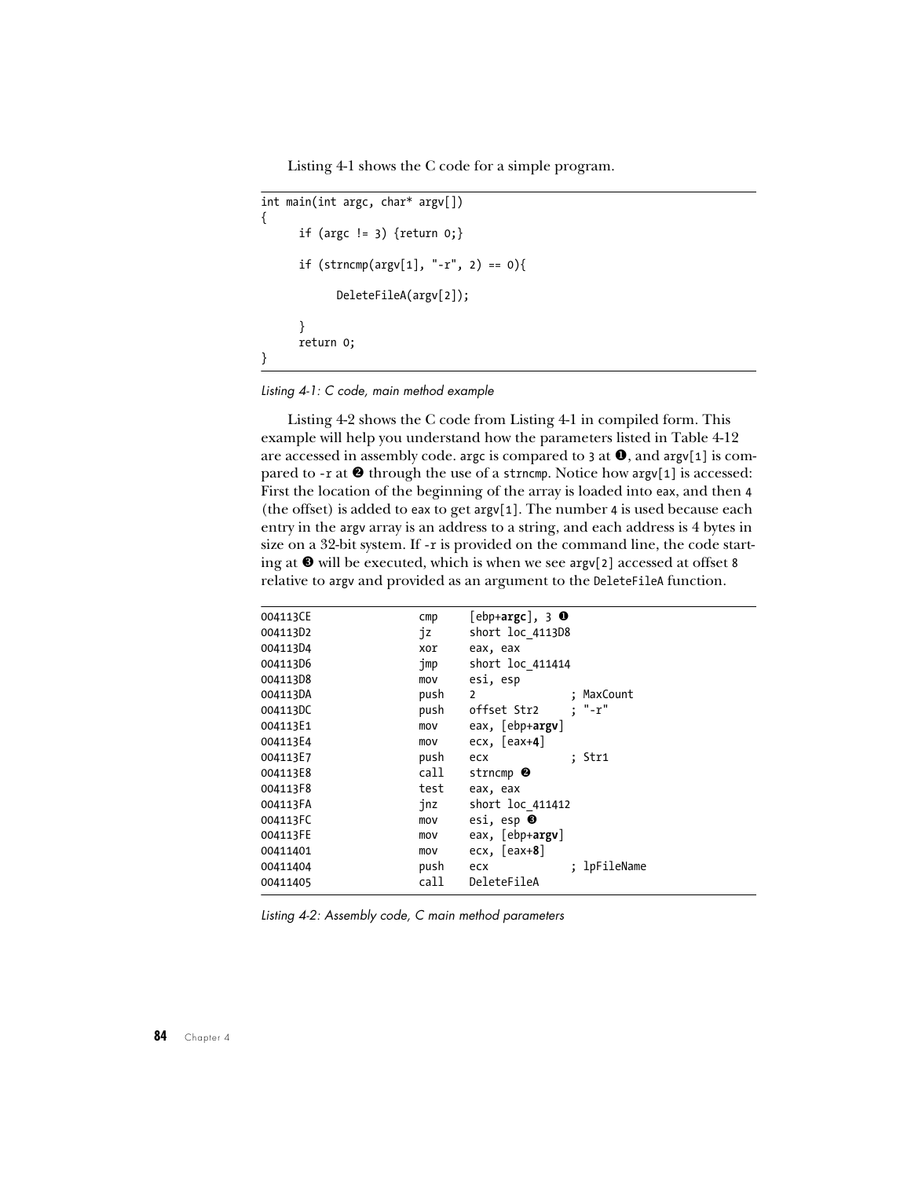Listing 4-1 shows the C code for a simple program.

```
int main(int argc, char* argv[])
{
      if (argc != 3) {return 0;}

      if (strncmp(argv[1], "-r", 2) == 0){

            DeleteFileA(argv[2]);

      }
      return 0;
}
```

*Listing 4-1: C code, main method example*

Listing 4-2 shows the C code from Listing 4-1 in compiled form. This example will help you understand how the parameters listed in Table 4-12 are accessed in assembly code. `argc` is compared to `3` at ❶, and `argv[1]` is compared to `-r` at ❷ through the use of a `strncmp`. Notice how `argv[1]` is accessed: First the location of the beginning of the array is loaded into `eax`, and then `4` (the offset) is added to `eax` to get `argv[1]`. The number `4` is used because each entry in the `argv` array is an address to a string, and each address is 4 bytes in size on a 32-bit system. If `-r` is provided on the command line, the code starting at ❸ will be executed, which is when we see `argv[2]` accessed at offset `8` relative to `argv` and provided as an argument to the `DeleteFileA` function.

```
004113CE                cmp     [ebp+argc], 3 ❶
004113D2                jz      short loc_4113D8
004113D4                xor     eax, eax
004113D6                jmp     short loc_411414
004113D8                mov     esi, esp
004113DA                push    2               ; MaxCount
004113DC                push    offset Str2     ; "-r"
004113E1                mov     eax, [ebp+argv]
004113E4                mov     ecx, [eax+4]
004113E7                push    ecx             ; Str1
004113E8                call    strncmp ❷
004113F8                test    eax, eax
004113FA                jnz     short loc_411412
004113FC                mov     esi, esp ❸
004113FE                mov     eax, [ebp+argv]
00411401                mov     ecx, [eax+8]
00411404                push    ecx             ; lpFileName
00411405                call    DeleteFileA
```

*Listing 4-2: Assembly code, C main method parameters*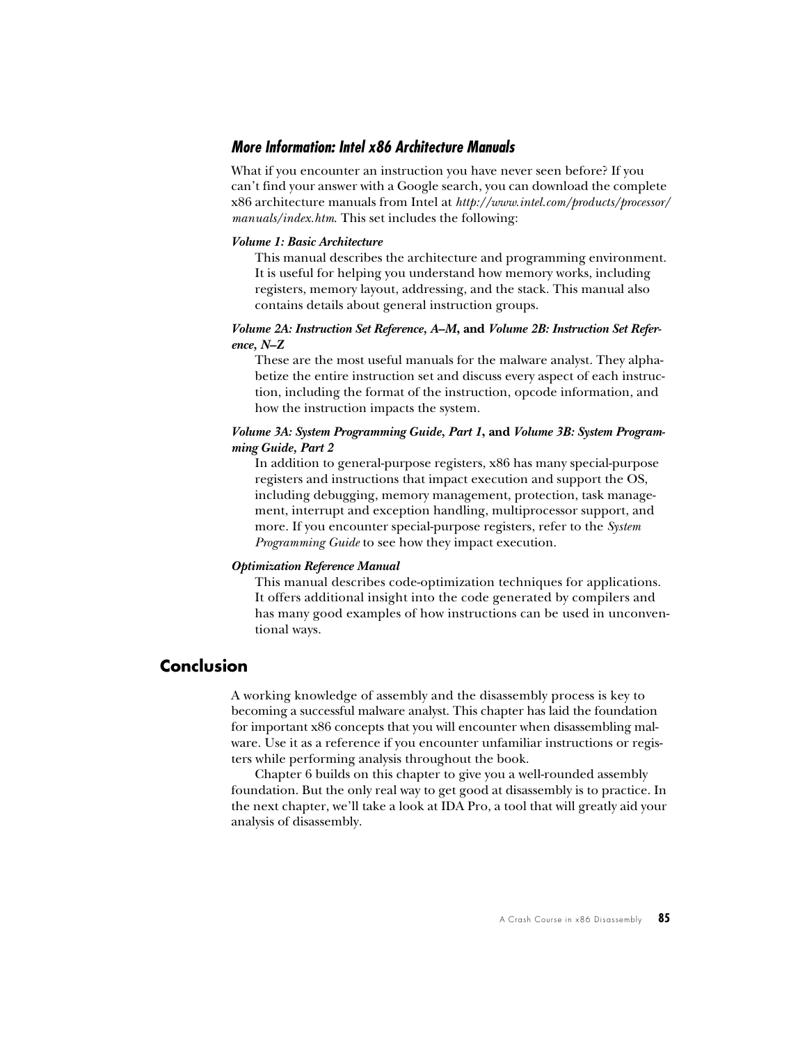### *More Information: Intel x86 Architecture Manuals*

What if you encounter an instruction you have never seen before? If you can't find your answer with a Google search, you can download the complete x86 architecture manuals from Intel at *http://www.intel.com/products/processor/manuals/index.htm*. This set includes the following:

***Volume 1: Basic Architecture***

This manual describes the architecture and programming environment. It is useful for helping you understand how memory works, including registers, memory layout, addressing, and the stack. This manual also contains details about general instruction groups.

***Volume 2A: Instruction Set Reference, A–M*, and *Volume 2B: Instruction Set Reference, N–Z***

These are the most useful manuals for the malware analyst. They alphabetize the entire instruction set and discuss every aspect of each instruction, including the format of the instruction, opcode information, and how the instruction impacts the system.

***Volume 3A: System Programming Guide, Part 1*, and *Volume 3B: System Programming Guide, Part 2***

In addition to general-purpose registers, x86 has many special-purpose registers and instructions that impact execution and support the OS, including debugging, memory management, protection, task management, interrupt and exception handling, multiprocessor support, and more. If you encounter special-purpose registers, refer to the *System Programming Guide* to see how they impact execution.

***Optimization Reference Manual***

This manual describes code-optimization techniques for applications. It offers additional insight into the code generated by compilers and has many good examples of how instructions can be used in unconventional ways.

## Conclusion

A working knowledge of assembly and the disassembly process is key to becoming a successful malware analyst. This chapter has laid the foundation for important x86 concepts that you will encounter when disassembling malware. Use it as a reference if you encounter unfamiliar instructions or registers while performing analysis throughout the book.

Chapter 6 builds on this chapter to give you a well-rounded assembly foundation. But the only real way to get good at disassembly is to practice. In the next chapter, we'll take a look at IDA Pro, a tool that will greatly aid your analysis of disassembly.